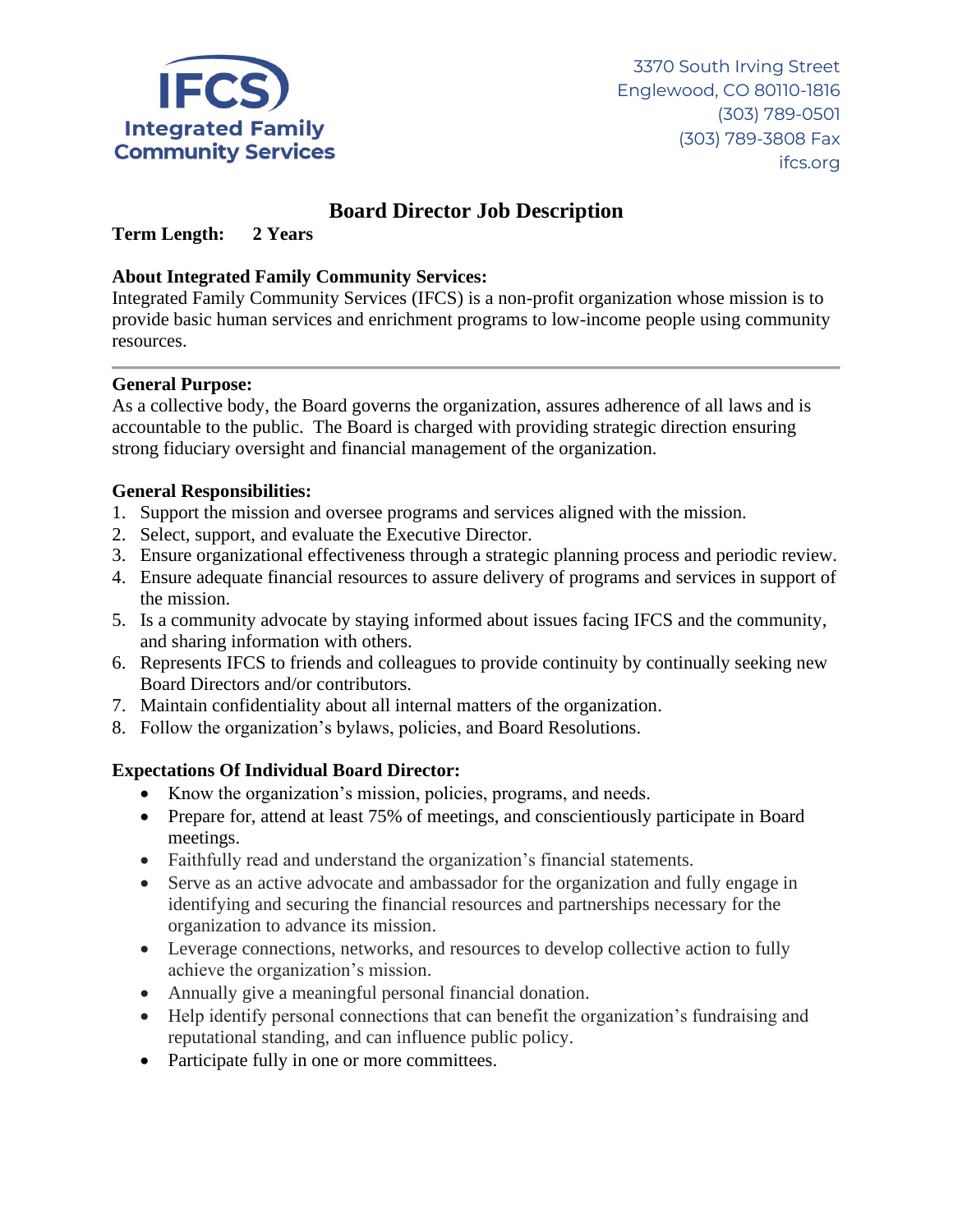**IFCS**
**Integrated Family Community Services**

3370 South Irving Street
Englewood, CO 80110-1816
(303) 789-0501
(303) 789-3808 Fax
ifcs.org

# Board Director Job Description

**Term Length: 2 Years**

**About Integrated Family Community Services:**
Integrated Family Community Services (IFCS) is a non-profit organization whose mission is to provide basic human services and enrichment programs to low-income people using community resources.

---

**General Purpose:**
As a collective body, the Board governs the organization, assures adherence of all laws and is accountable to the public. The Board is charged with providing strategic direction ensuring strong fiduciary oversight and financial management of the organization.

**General Responsibilities:**

1. Support the mission and oversee programs and services aligned with the mission.
2. Select, support, and evaluate the Executive Director.
3. Ensure organizational effectiveness through a strategic planning process and periodic review.
4. Ensure adequate financial resources to assure delivery of programs and services in support of the mission.
5. Is a community advocate by staying informed about issues facing IFCS and the community, and sharing information with others.
6. Represents IFCS to friends and colleagues to provide continuity by continually seeking new Board Directors and/or contributors.
7. Maintain confidentiality about all internal matters of the organization.
8. Follow the organization's bylaws, policies, and Board Resolutions.

**Expectations Of Individual Board Director:**

- Know the organization's mission, policies, programs, and needs.
- Prepare for, attend at least 75% of meetings, and conscientiously participate in Board meetings.
- Faithfully read and understand the organization's financial statements.
- Serve as an active advocate and ambassador for the organization and fully engage in identifying and securing the financial resources and partnerships necessary for the organization to advance its mission.
- Leverage connections, networks, and resources to develop collective action to fully achieve the organization's mission.
- Annually give a meaningful personal financial donation.
- Help identify personal connections that can benefit the organization's fundraising and reputational standing, and can influence public policy.
- Participate fully in one or more committees.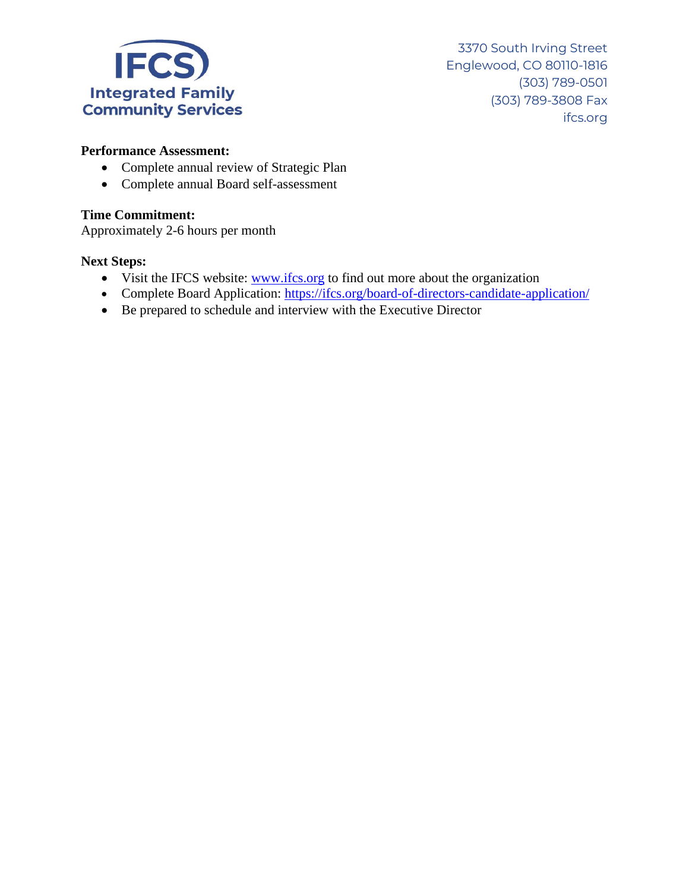**Performance Assessment:**

- Complete annual review of Strategic Plan
- Complete annual Board self-assessment

**Time Commitment:**

Approximately 2-6 hours per month

**Next Steps:**

- Visit the IFCS website: www.ifcs.org to find out more about the organization
- Complete Board Application: https://ifcs.org/board-of-directors-candidate-application/
- Be prepared to schedule and interview with the Executive Director